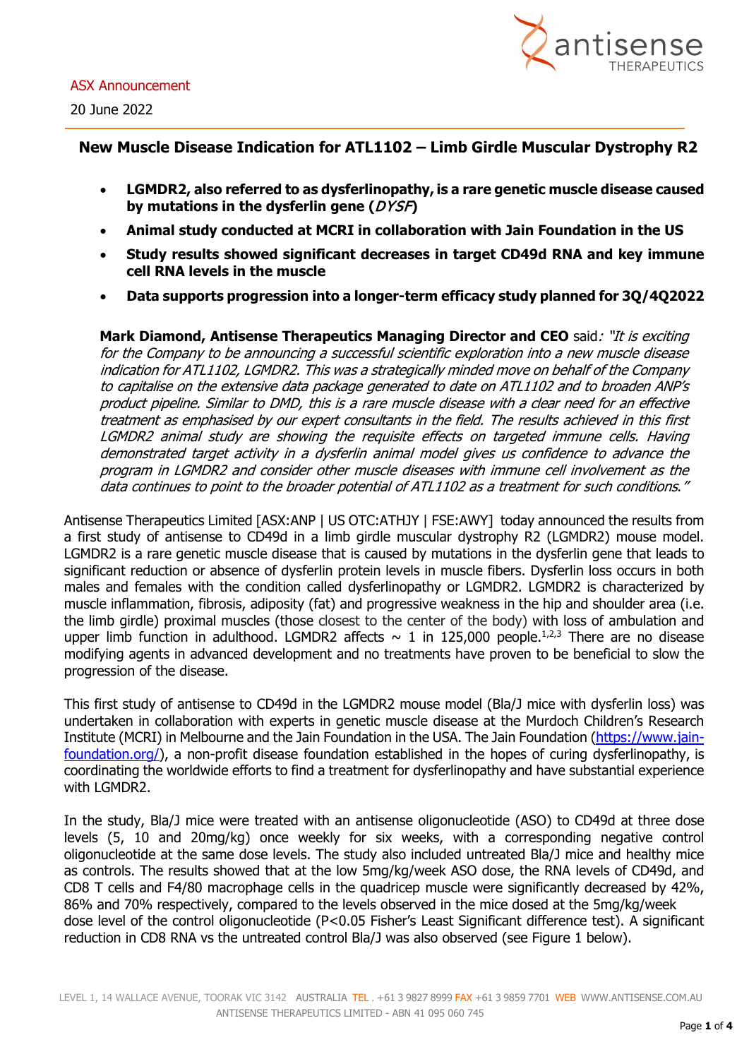ASX Announcement

20 June 2022

# New Muscle Disease Indication for ATL1102 – Limb Girdle Muscular Dystrophy R2

- **LGMDR2, also referred to as dysferlinopathy, is a rare genetic muscle disease caused by mutations in the dysferlin gene (*DYSF*)**
- **Animal study conducted at MCRI in collaboration with Jain Foundation in the US**
- **Study results showed significant decreases in target CD49d RNA and key immune cell RNA levels in the muscle**
- **Data supports progression into a longer-term efficacy study planned for 3Q/4Q2022**

**Mark Diamond, Antisense Therapeutics Managing Director and CEO** said*: "It is exciting for the Company to be announcing a successful scientific exploration into a new muscle disease indication for ATL1102, LGMDR2. This was a strategically minded move on behalf of the Company to capitalise on the extensive data package generated to date on ATL1102 and to broaden ANP's product pipeline. Similar to DMD, this is a rare muscle disease with a clear need for an effective treatment as emphasised by our expert consultants in the field. The results achieved in this first LGMDR2 animal study are showing the requisite effects on targeted immune cells. Having demonstrated target activity in a dysferlin animal model gives us confidence to advance the program in LGMDR2 and consider other muscle diseases with immune cell involvement as the data continues to point to the broader potential of ATL1102 as a treatment for such conditions."*

Antisense Therapeutics Limited [ASX:ANP | US OTC:ATHJY | FSE:AWY] today announced the results from a first study of antisense to CD49d in a limb girdle muscular dystrophy R2 (LGMDR2) mouse model. LGMDR2 is a rare genetic muscle disease that is caused by mutations in the dysferlin gene that leads to significant reduction or absence of dysferlin protein levels in muscle fibers. Dysferlin loss occurs in both males and females with the condition called dysferlinopathy or LGMDR2. LGMDR2 is characterized by muscle inflammation, fibrosis, adiposity (fat) and progressive weakness in the hip and shoulder area (i.e. the limb girdle) proximal muscles (those closest to the center of the body) with loss of ambulation and upper limb function in adulthood. LGMDR2 affects ~ 1 in 125,000 people.[1,2,3] There are no disease modifying agents in advanced development and no treatments have proven to be beneficial to slow the progression of the disease.

This first study of antisense to CD49d in the LGMDR2 mouse model (Bla/J mice with dysferlin loss) was undertaken in collaboration with experts in genetic muscle disease at the Murdoch Children's Research Institute (MCRI) in Melbourne and the Jain Foundation in the USA. The Jain Foundation (https://www.jain-foundation.org/), a non-profit disease foundation established in the hopes of curing dysferlinopathy, is coordinating the worldwide efforts to find a treatment for dysferlinopathy and have substantial experience with LGMDR2.

In the study, Bla/J mice were treated with an antisense oligonucleotide (ASO) to CD49d at three dose levels (5, 10 and 20mg/kg) once weekly for six weeks, with a corresponding negative control oligonucleotide at the same dose levels. The study also included untreated Bla/J mice and healthy mice as controls. The results showed that at the low 5mg/kg/week ASO dose, the RNA levels of CD49d, and CD8 T cells and F4/80 macrophage cells in the quadricep muscle were significantly decreased by 42%, 86% and 70% respectively, compared to the levels observed in the mice dosed at the 5mg/kg/week dose level of the control oligonucleotide ($P<0.05$ Fisher's Least Significant difference test). A significant reduction in CD8 RNA vs the untreated control Bla/J was also observed (see Figure 1 below).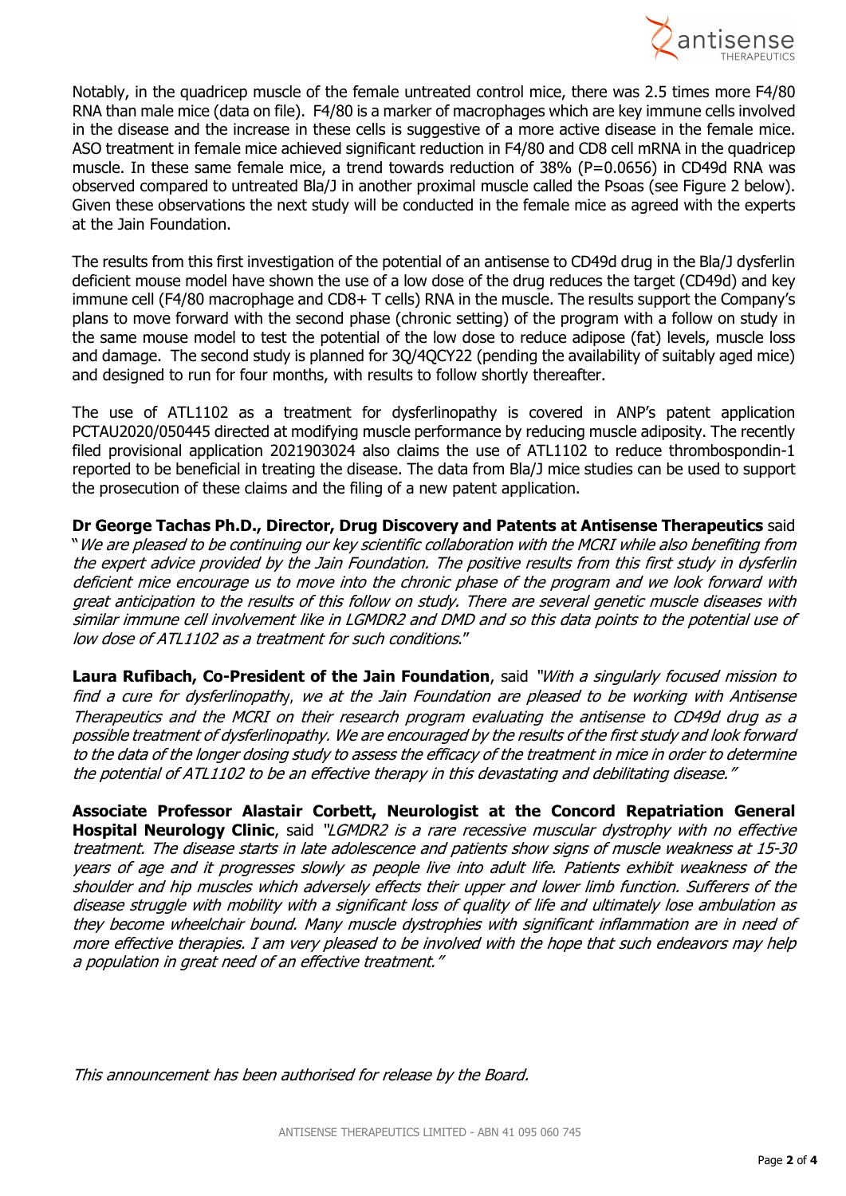Notably, in the quadricep muscle of the female untreated control mice, there was 2.5 times more F4/80 RNA than male mice (data on file). F4/80 is a marker of macrophages which are key immune cells involved in the disease and the increase in these cells is suggestive of a more active disease in the female mice. ASO treatment in female mice achieved significant reduction in F4/80 and CD8 cell mRNA in the quadricep muscle. In these same female mice, a trend towards reduction of 38% (P=0.0656) in CD49d RNA was observed compared to untreated Bla/J in another proximal muscle called the Psoas (see Figure 2 below). Given these observations the next study will be conducted in the female mice as agreed with the experts at the Jain Foundation.

The results from this first investigation of the potential of an antisense to CD49d drug in the Bla/J dysferlin deficient mouse model have shown the use of a low dose of the drug reduces the target (CD49d) and key immune cell (F4/80 macrophage and CD8+ T cells) RNA in the muscle. The results support the Company's plans to move forward with the second phase (chronic setting) of the program with a follow on study in the same mouse model to test the potential of the low dose to reduce adipose (fat) levels, muscle loss and damage. The second study is planned for 3Q/4QCY22 (pending the availability of suitably aged mice) and designed to run for four months, with results to follow shortly thereafter.

The use of ATL1102 as a treatment for dysferlinopathy is covered in ANP's patent application PCTAU2020/050445 directed at modifying muscle performance by reducing muscle adiposity. The recently filed provisional application 2021903024 also claims the use of ATL1102 to reduce thrombospondin-1 reported to be beneficial in treating the disease. The data from Bla/J mice studies can be used to support the prosecution of these claims and the filing of a new patent application.

**Dr George Tachas Ph.D., Director, Drug Discovery and Patents at Antisense Therapeutics** said "*We are pleased to be continuing our key scientific collaboration with the MCRI while also benefiting from the expert advice provided by the Jain Foundation. The positive results from this first study in dysferlin deficient mice encourage us to move into the chronic phase of the program and we look forward with great anticipation to the results of this follow on study. There are several genetic muscle diseases with similar immune cell involvement like in LGMDR2 and DMD and so this data points to the potential use of low dose of ATL1102 as a treatment for such conditions.*"

**Laura Rufibach, Co-President of the Jain Foundation**, said *"With a singularly focused mission to find a cure for dysferlinopathy, we at the Jain Foundation are pleased to be working with Antisense Therapeutics and the MCRI on their research program evaluating the antisense to CD49d drug as a possible treatment of dysferlinopathy. We are encouraged by the results of the first study and look forward to the data of the longer dosing study to assess the efficacy of the treatment in mice in order to determine the potential of ATL1102 to be an effective therapy in this devastating and debilitating disease."*

**Associate Professor Alastair Corbett, Neurologist at the Concord Repatriation General Hospital Neurology Clinic**, said *"LGMDR2 is a rare recessive muscular dystrophy with no effective treatment. The disease starts in late adolescence and patients show signs of muscle weakness at 15-30 years of age and it progresses slowly as people live into adult life. Patients exhibit weakness of the shoulder and hip muscles which adversely effects their upper and lower limb function. Sufferers of the disease struggle with mobility with a significant loss of quality of life and ultimately lose ambulation as they become wheelchair bound. Many muscle dystrophies with significant inflammation are in need of more effective therapies. I am very pleased to be involved with the hope that such endeavors may help a population in great need of an effective treatment."*

*This announcement has been authorised for release by the Board.*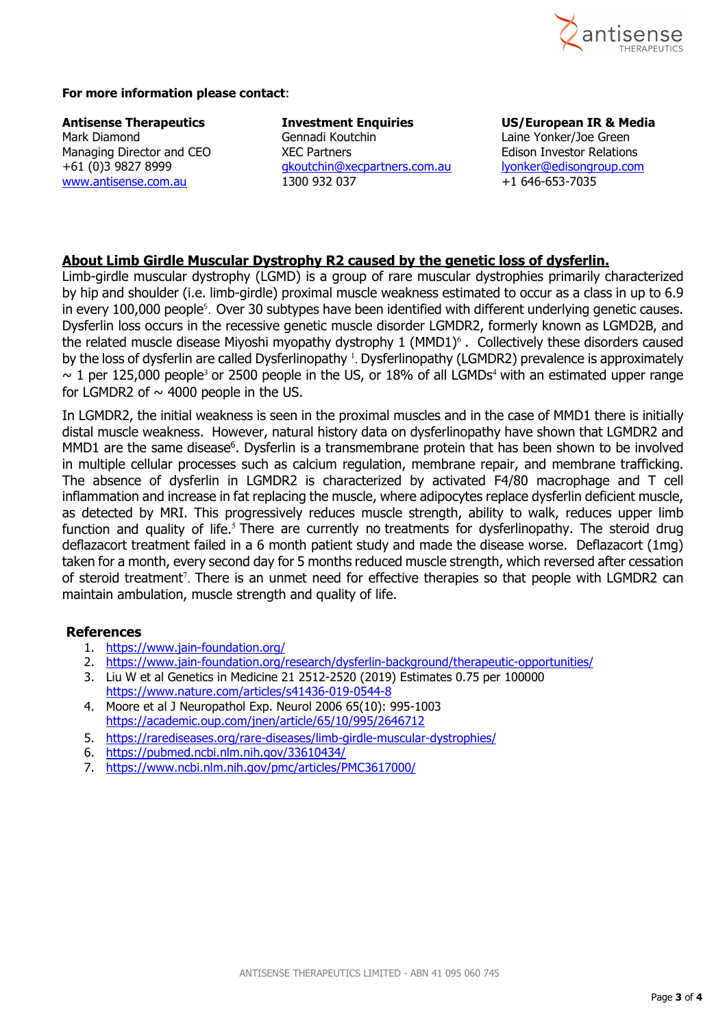**For more information please contact**:

**Antisense Therapeutics**
Mark Diamond
Managing Director and CEO
+61 (0)3 9827 8999
[www.antisense.com.au](http://www.antisense.com.au)

**Investment Enquiries**
Gennadi Koutchin
XEC Partners
[gkoutchin@xecpartners.com.au](mailto:gkoutchin@xecpartners.com.au)
1300 932 037

**US/European IR & Media**
Laine Yonker/Joe Green
Edison Investor Relations
[lyonker@edisongroup.com](mailto:lyonker@edisongroup.com)
+1 646-653-7035

## About Limb Girdle Muscular Dystrophy R2 caused by the genetic loss of dysferlin.

Limb-girdle muscular dystrophy (LGMD) is a group of rare muscular dystrophies primarily characterized by hip and shoulder (i.e. limb-girdle) proximal muscle weakness estimated to occur as a class in up to 6.9 in every 100,000 people[5]. Over 30 subtypes have been identified with different underlying genetic causes. Dysferlin loss occurs in the recessive genetic muscle disorder LGMDR2, formerly known as LGMD2B, and the related muscle disease Miyoshi myopathy dystrophy 1 (MMD1)[6]. Collectively these disorders caused by the loss of dysferlin are called Dysferlinopathy [1]. Dysferlinopathy (LGMDR2) prevalence is approximately ~ 1 per 125,000 people[3] or 2500 people in the US, or 18% of all LGMDs[4] with an estimated upper range for LGMDR2 of ~ 4000 people in the US.

In LGMDR2, the initial weakness is seen in the proximal muscles and in the case of MMD1 there is initially distal muscle weakness. However, natural history data on dysferlinopathy have shown that LGMDR2 and MMD1 are the same disease[6]. Dysferlin is a transmembrane protein that has been shown to be involved in multiple cellular processes such as calcium regulation, membrane repair, and membrane trafficking. The absence of dysferlin in LGMDR2 is characterized by activated F4/80 macrophage and T cell inflammation and increase in fat replacing the muscle, where adipocytes replace dysferlin deficient muscle, as detected by MRI. This progressively reduces muscle strength, ability to walk, reduces upper limb function and quality of life.[5] There are currently no treatments for dysferlinopathy. The steroid drug deflazacort treatment failed in a 6 month patient study and made the disease worse. Deflazacort (1mg) taken for a month, every second day for 5 months reduced muscle strength, which reversed after cessation of steroid treatment[7]. There is an unmet need for effective therapies so that people with LGMDR2 can maintain ambulation, muscle strength and quality of life.

### References

1. https://www.jain-foundation.org/
2. https://www.jain-foundation.org/research/dysferlin-background/therapeutic-opportunities/
3. Liu W et al Genetics in Medicine 21 2512-2520 (2019) Estimates 0.75 per 100000 https://www.nature.com/articles/s41436-019-0544-8
4. Moore et al J Neuropathol Exp. Neurol 2006 65(10): 995-1003 https://academic.oup.com/jnen/article/65/10/995/2646712
5. https://rarediseases.org/rare-diseases/limb-girdle-muscular-dystrophies/
6. https://pubmed.ncbi.nlm.nih.gov/33610434/
7. https://www.ncbi.nlm.nih.gov/pmc/articles/PMC3617000/

ANTISENSE THERAPEUTICS LIMITED - ABN 41 095 060 745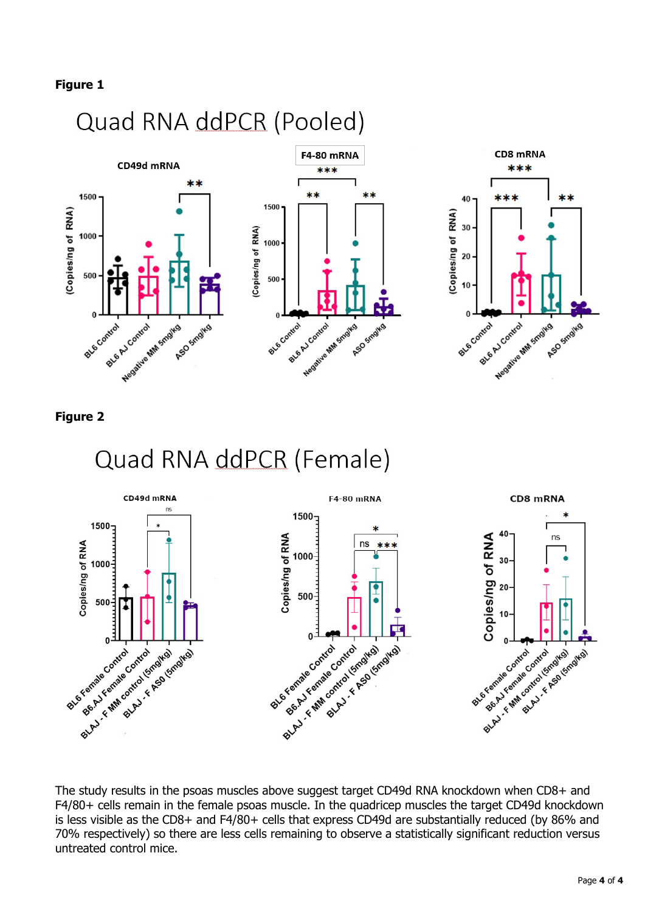**Figure 1**

Quad RNA ddPCR (Pooled)

CD49d mRNA

**

1500
1000
500
0

(Copies/ng of RNA)

BL6 Control
BL6 AJ Control
Negative MM 5mg/kg
ASO 5mg/kg

F4-80 mRNA

***
**
**

1500
1000
500
0

(Copies/ng of RNA)

BL6 Control
BL6 AJ Control
Negative MM 5mg/kg
ASO 5mg/kg

CD8 mRNA

***
***
**

40
30
20
10
0

(Copies/ng of RNA)

BL6 Control
BL6 AJ Control
Negative MM 5mg/kg
ASO 5mg/kg

**Figure 2**

Quad RNA ddPCR (Female)

CD49d mRNA

ns
*

1500
1000
500
0

Copies/ng of RNA

BL6 Female Control
B6.AJ Female Control
BLAJ - F MM control (5mg/kg)
BLAJ - F ASO (5mg/kg)

F4-80 mRNA

*
ns
***

1500
1000
500
0

Copies/ng of RNA

BL6 Female Control
B6.AJ Female Control
BLAJ - F MM control (5mg/kg)
BLAJ - F ASO (5mg/kg)

CD8 mRNA

*
ns

40
30
20
10
0

Copies/ng of RNA

BL6 Female Control
B6.AJ Female Control
BLAJ - F MM control (5mg/kg)
BLAJ - F ASO (5mg/kg)

The study results in the psoas muscles above suggest target CD49d RNA knockdown when CD8+ and F4/80+ cells remain in the female psoas muscle. In the quadricep muscles the target CD49d knockdown is less visible as the CD8+ and F4/80+ cells that express CD49d are substantially reduced (by 86% and 70% respectively) so there are less cells remaining to observe a statistically significant reduction versus untreated control mice.